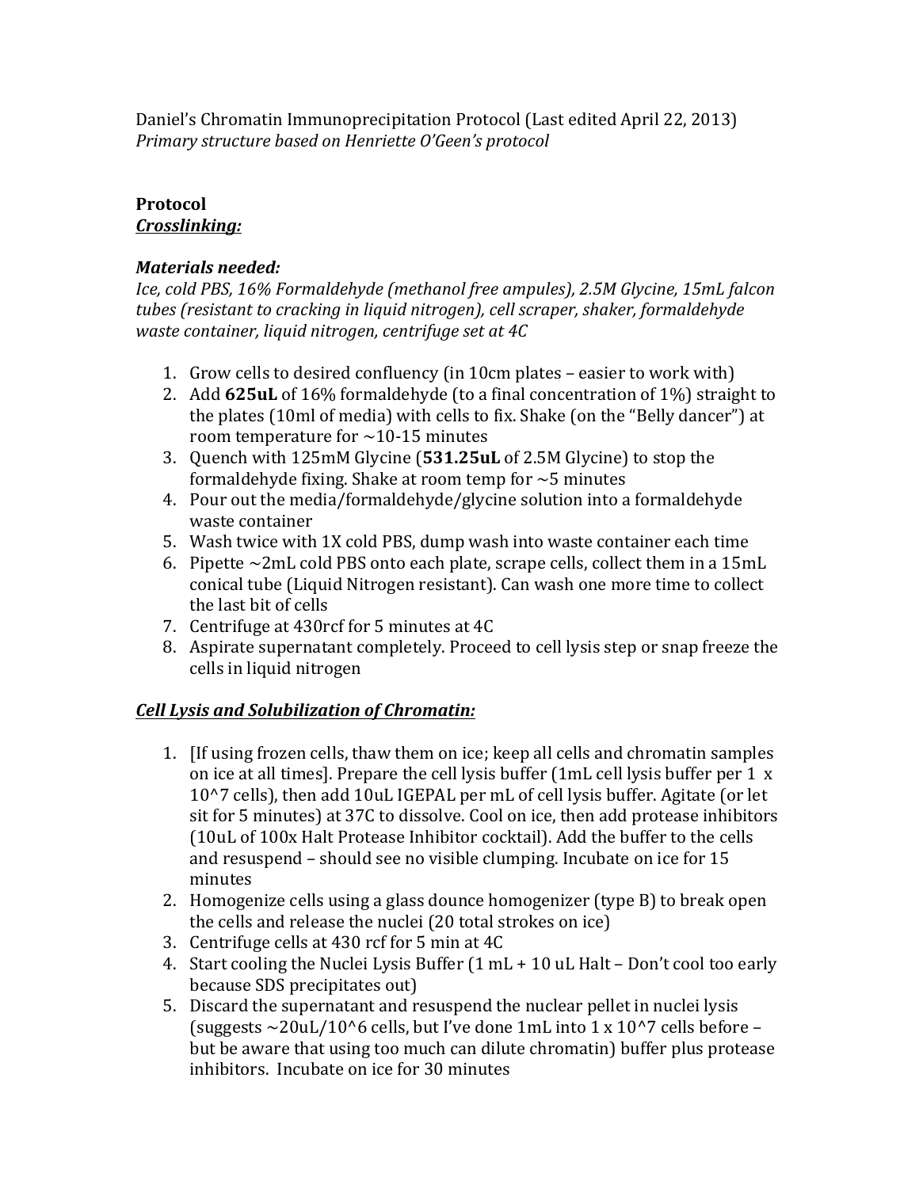Daniel's Chromatin Immunoprecipitation Protocol (Last edited April 22, 2013)
*Primary structure based on Henriette O'Geen's protocol*

**Protocol**
***Crosslinking:***

***Materials needed:***
*Ice, cold PBS, 16% Formaldehyde (methanol free ampules), 2.5M Glycine, 15mL falcon tubes (resistant to cracking in liquid nitrogen), cell scraper, shaker, formaldehyde waste container, liquid nitrogen, centrifuge set at 4C*

1. Grow cells to desired confluency (in 10cm plates – easier to work with)
2. Add **625uL** of 16% formaldehyde (to a final concentration of 1%) straight to the plates (10ml of media) with cells to fix. Shake (on the "Belly dancer") at room temperature for ~10-15 minutes
3. Quench with 125mM Glycine (**531.25uL** of 2.5M Glycine) to stop the formaldehyde fixing. Shake at room temp for ~5 minutes
4. Pour out the media/formaldehyde/glycine solution into a formaldehyde waste container
5. Wash twice with 1X cold PBS, dump wash into waste container each time
6. Pipette ~2mL cold PBS onto each plate, scrape cells, collect them in a 15mL conical tube (Liquid Nitrogen resistant). Can wash one more time to collect the last bit of cells
7. Centrifuge at 430rcf for 5 minutes at 4C
8. Aspirate supernatant completely. Proceed to cell lysis step or snap freeze the cells in liquid nitrogen

***Cell Lysis and Solubilization of Chromatin:***

1. [If using frozen cells, thaw them on ice; keep all cells and chromatin samples on ice at all times]. Prepare the cell lysis buffer (1mL cell lysis buffer per 1 x 10^7 cells), then add 10uL IGEPAL per mL of cell lysis buffer. Agitate (or let sit for 5 minutes) at 37C to dissolve. Cool on ice, then add protease inhibitors (10uL of 100x Halt Protease Inhibitor cocktail). Add the buffer to the cells and resuspend – should see no visible clumping. Incubate on ice for 15 minutes
2. Homogenize cells using a glass dounce homogenizer (type B) to break open the cells and release the nuclei (20 total strokes on ice)
3. Centrifuge cells at 430 rcf for 5 min at 4C
4. Start cooling the Nuclei Lysis Buffer (1 mL + 10 uL Halt – Don't cool too early because SDS precipitates out)
5. Discard the supernatant and resuspend the nuclear pellet in nuclei lysis (suggests ~20uL/10^6 cells, but I've done 1mL into 1 x 10^7 cells before – but be aware that using too much can dilute chromatin) buffer plus protease inhibitors. Incubate on ice for 30 minutes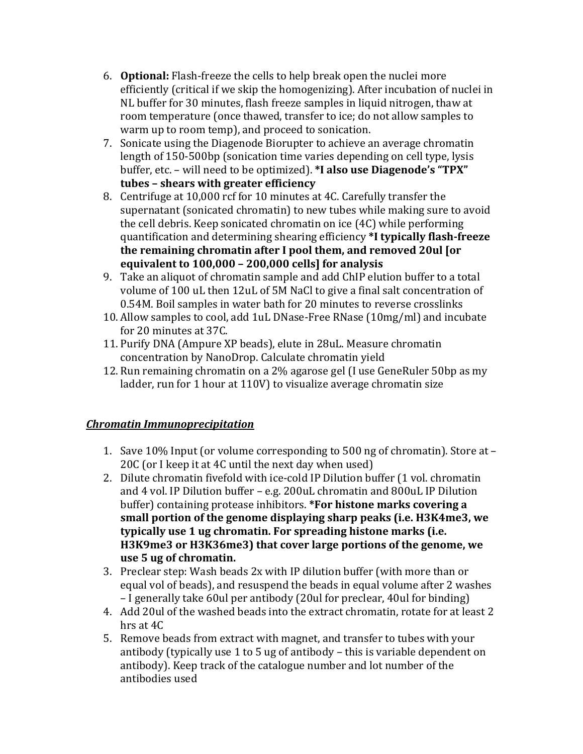6. **Optional:** Flash-freeze the cells to help break open the nuclei more efficiently (critical if we skip the homogenizing). After incubation of nuclei in NL buffer for 30 minutes, flash freeze samples in liquid nitrogen, thaw at room temperature (once thawed, transfer to ice; do not allow samples to warm up to room temp), and proceed to sonication.
7. Sonicate using the Diagenode Biorupter to achieve an average chromatin length of 150-500bp (sonication time varies depending on cell type, lysis buffer, etc. – will need to be optimized). ***I also use Diagenode's "TPX" tubes – shears with greater efficiency**
8. Centrifuge at 10,000 rcf for 10 minutes at 4C. Carefully transfer the supernatant (sonicated chromatin) to new tubes while making sure to avoid the cell debris. Keep sonicated chromatin on ice (4C) while performing quantification and determining shearing efficiency ***I typically flash-freeze the remaining chromatin after I pool them, and removed 20ul [or equivalent to 100,000 – 200,000 cells] for analysis**
9. Take an aliquot of chromatin sample and add ChIP elution buffer to a total volume of 100 uL then 12uL of 5M NaCl to give a final salt concentration of 0.54M. Boil samples in water bath for 20 minutes to reverse crosslinks
10. Allow samples to cool, add 1uL DNase-Free RNase (10mg/ml) and incubate for 20 minutes at 37C.
11. Purify DNA (Ampure XP beads), elute in 28uL. Measure chromatin concentration by NanoDrop. Calculate chromatin yield
12. Run remaining chromatin on a 2% agarose gel (I use GeneRuler 50bp as my ladder, run for 1 hour at 110V) to visualize average chromatin size

***<u>Chromatin Immunoprecipitation</u>***

1. Save 10% Input (or volume corresponding to 500 ng of chromatin). Store at –20C (or I keep it at 4C until the next day when used)
2. Dilute chromatin fivefold with ice-cold IP Dilution buffer (1 vol. chromatin and 4 vol. IP Dilution buffer – e.g. 200uL chromatin and 800uL IP Dilution buffer) containing protease inhibitors. ***For histone marks covering a small portion of the genome displaying sharp peaks (i.e. H3K4me3, we typically use 1 ug chromatin. For spreading histone marks (i.e. H3K9me3 or H3K36me3) that cover large portions of the genome, we use 5 ug of chromatin.**
3. Preclear step: Wash beads 2x with IP dilution buffer (with more than or equal vol of beads), and resuspend the beads in equal volume after 2 washes – I generally take 60ul per antibody (20ul for preclear, 40ul for binding)
4. Add 20ul of the washed beads into the extract chromatin, rotate for at least 2 hrs at 4C
5. Remove beads from extract with magnet, and transfer to tubes with your antibody (typically use 1 to 5 ug of antibody – this is variable dependent on antibody). Keep track of the catalogue number and lot number of the antibodies used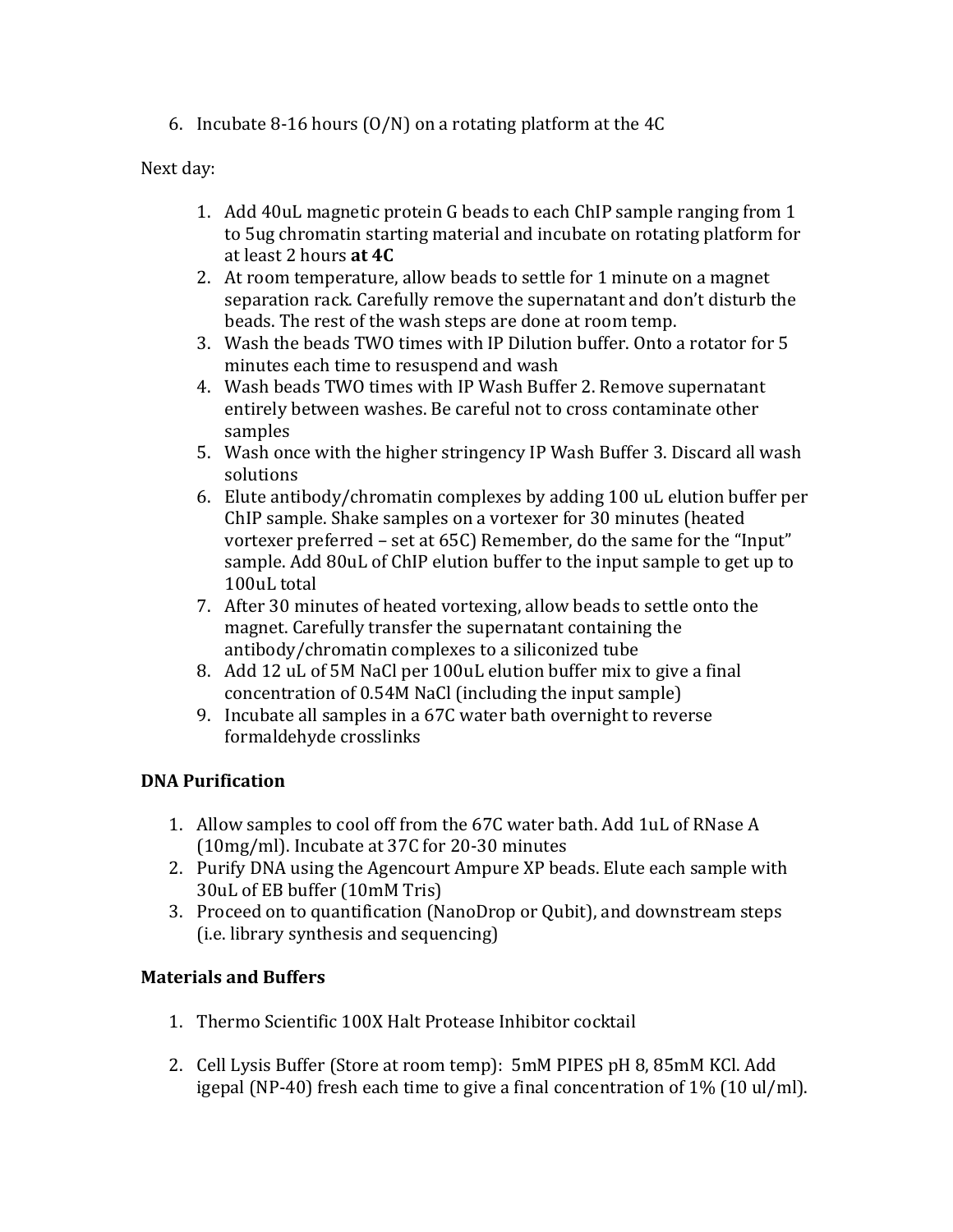6. Incubate 8-16 hours (O/N) on a rotating platform at the 4C

Next day:

1. Add 40uL magnetic protein G beads to each ChIP sample ranging from 1 to 5ug chromatin starting material and incubate on rotating platform for at least 2 hours **at 4C**
2. At room temperature, allow beads to settle for 1 minute on a magnet separation rack. Carefully remove the supernatant and don't disturb the beads. The rest of the wash steps are done at room temp.
3. Wash the beads TWO times with IP Dilution buffer. Onto a rotator for 5 minutes each time to resuspend and wash
4. Wash beads TWO times with IP Wash Buffer 2. Remove supernatant entirely between washes. Be careful not to cross contaminate other samples
5. Wash once with the higher stringency IP Wash Buffer 3. Discard all wash solutions
6. Elute antibody/chromatin complexes by adding 100 uL elution buffer per ChIP sample. Shake samples on a vortexer for 30 minutes (heated vortexer preferred – set at 65C) Remember, do the same for the "Input" sample. Add 80uL of ChIP elution buffer to the input sample to get up to 100uL total
7. After 30 minutes of heated vortexing, allow beads to settle onto the magnet. Carefully transfer the supernatant containing the antibody/chromatin complexes to a siliconized tube
8. Add 12 uL of 5M NaCl per 100uL elution buffer mix to give a final concentration of 0.54M NaCl (including the input sample)
9. Incubate all samples in a 67C water bath overnight to reverse formaldehyde crosslinks

**DNA Purification**

1. Allow samples to cool off from the 67C water bath. Add 1uL of RNase A (10mg/ml). Incubate at 37C for 20-30 minutes
2. Purify DNA using the Agencourt Ampure XP beads. Elute each sample with 30uL of EB buffer (10mM Tris)
3. Proceed on to quantification (NanoDrop or Qubit), and downstream steps (i.e. library synthesis and sequencing)

**Materials and Buffers**

1. Thermo Scientific 100X Halt Protease Inhibitor cocktail

2. Cell Lysis Buffer (Store at room temp): 5mM PIPES pH 8, 85mM KCl. Add igepal (NP-40) fresh each time to give a final concentration of 1% (10 ul/ml).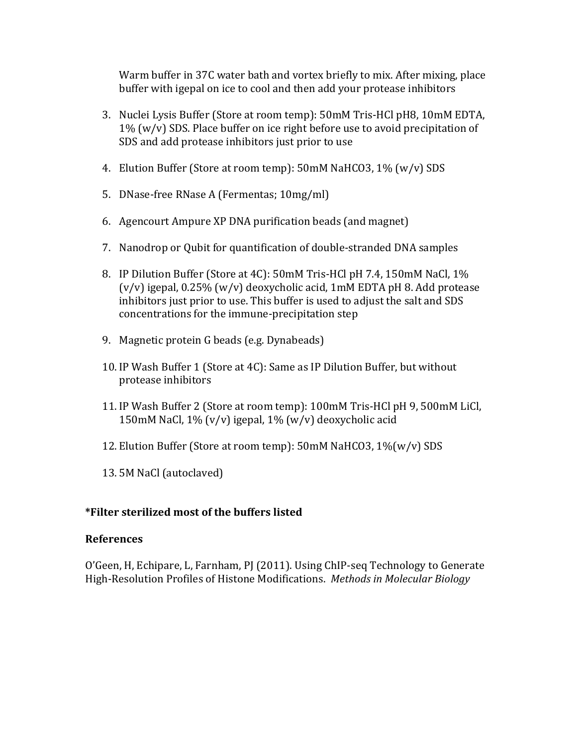Warm buffer in 37C water bath and vortex briefly to mix. After mixing, place buffer with igepal on ice to cool and then add your protease inhibitors

3. Nuclei Lysis Buffer (Store at room temp): 50mM Tris-HCl pH8, 10mM EDTA, 1% (w/v) SDS. Place buffer on ice right before use to avoid precipitation of SDS and add protease inhibitors just prior to use

4. Elution Buffer (Store at room temp): 50mM $NaHCO_3$, 1% (w/v) SDS

5. DNase-free RNase A (Fermentas; 10mg/ml)

6. Agencourt Ampure XP DNA purification beads (and magnet)

7. Nanodrop or Qubit for quantification of double-stranded DNA samples

8. IP Dilution Buffer (Store at 4C): 50mM Tris-HCl pH 7.4, 150mM NaCl, 1% (v/v) igepal, 0.25% (w/v) deoxycholic acid, 1mM EDTA pH 8. Add protease inhibitors just prior to use. This buffer is used to adjust the salt and SDS concentrations for the immune-precipitation step

9. Magnetic protein G beads (e.g. Dynabeads)

10. IP Wash Buffer 1 (Store at 4C): Same as IP Dilution Buffer, but without protease inhibitors

11. IP Wash Buffer 2 (Store at room temp): 100mM Tris-HCl pH 9, 500mM LiCl, 150mM NaCl, 1% (v/v) igepal, 1% (w/v) deoxycholic acid

12. Elution Buffer (Store at room temp): 50mM $NaHCO_3$, 1%(w/v) SDS

13. 5M NaCl (autoclaved)

**\*Filter sterilized most of the buffers listed**

## References

O'Geen, H, Echipare, L, Farnham, PJ (2011). Using ChIP-seq Technology to Generate High-Resolution Profiles of Histone Modifications. *Methods in Molecular Biology*